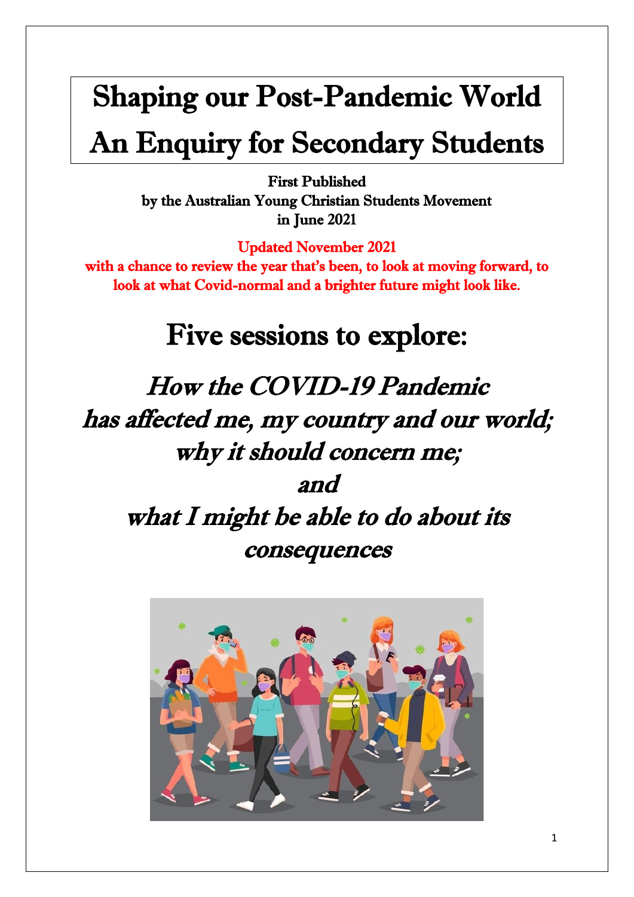# Shaping our Post-Pandemic World
# An Enquiry for Secondary Students

**First Published**
**by the Australian Young Christian Students Movement**
**in June 2021**

**Updated November 2021**
**with a chance to review the year that's been, to look at moving forward, to look at what Covid-normal and a brighter future might look like.**

## Five sessions to explore:

***How the COVID-19 Pandemic***
***has affected me, my country and our world;***
***why it should concern me;***
***and***
***what I might be able to do about its consequences***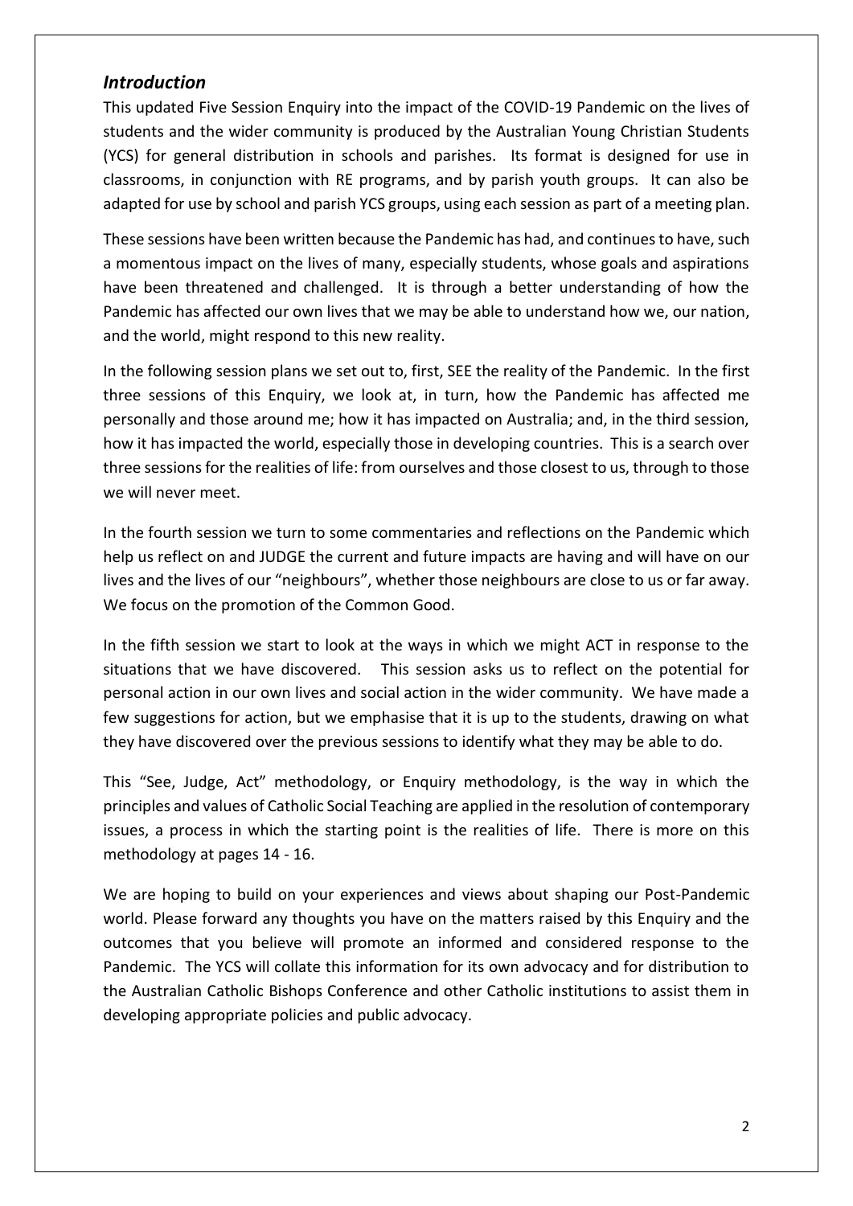## *Introduction*

This updated Five Session Enquiry into the impact of the COVID-19 Pandemic on the lives of students and the wider community is produced by the Australian Young Christian Students (YCS) for general distribution in schools and parishes. Its format is designed for use in classrooms, in conjunction with RE programs, and by parish youth groups. It can also be adapted for use by school and parish YCS groups, using each session as part of a meeting plan.

These sessions have been written because the Pandemic has had, and continues to have, such a momentous impact on the lives of many, especially students, whose goals and aspirations have been threatened and challenged. It is through a better understanding of how the Pandemic has affected our own lives that we may be able to understand how we, our nation, and the world, might respond to this new reality.

In the following session plans we set out to, first, SEE the reality of the Pandemic. In the first three sessions of this Enquiry, we look at, in turn, how the Pandemic has affected me personally and those around me; how it has impacted on Australia; and, in the third session, how it has impacted the world, especially those in developing countries. This is a search over three sessions for the realities of life: from ourselves and those closest to us, through to those we will never meet.

In the fourth session we turn to some commentaries and reflections on the Pandemic which help us reflect on and JUDGE the current and future impacts are having and will have on our lives and the lives of our "neighbours", whether those neighbours are close to us or far away. We focus on the promotion of the Common Good.

In the fifth session we start to look at the ways in which we might ACT in response to the situations that we have discovered. This session asks us to reflect on the potential for personal action in our own lives and social action in the wider community. We have made a few suggestions for action, but we emphasise that it is up to the students, drawing on what they have discovered over the previous sessions to identify what they may be able to do.

This "See, Judge, Act" methodology, or Enquiry methodology, is the way in which the principles and values of Catholic Social Teaching are applied in the resolution of contemporary issues, a process in which the starting point is the realities of life. There is more on this methodology at pages 14 - 16.

We are hoping to build on your experiences and views about shaping our Post-Pandemic world. Please forward any thoughts you have on the matters raised by this Enquiry and the outcomes that you believe will promote an informed and considered response to the Pandemic. The YCS will collate this information for its own advocacy and for distribution to the Australian Catholic Bishops Conference and other Catholic institutions to assist them in developing appropriate policies and public advocacy.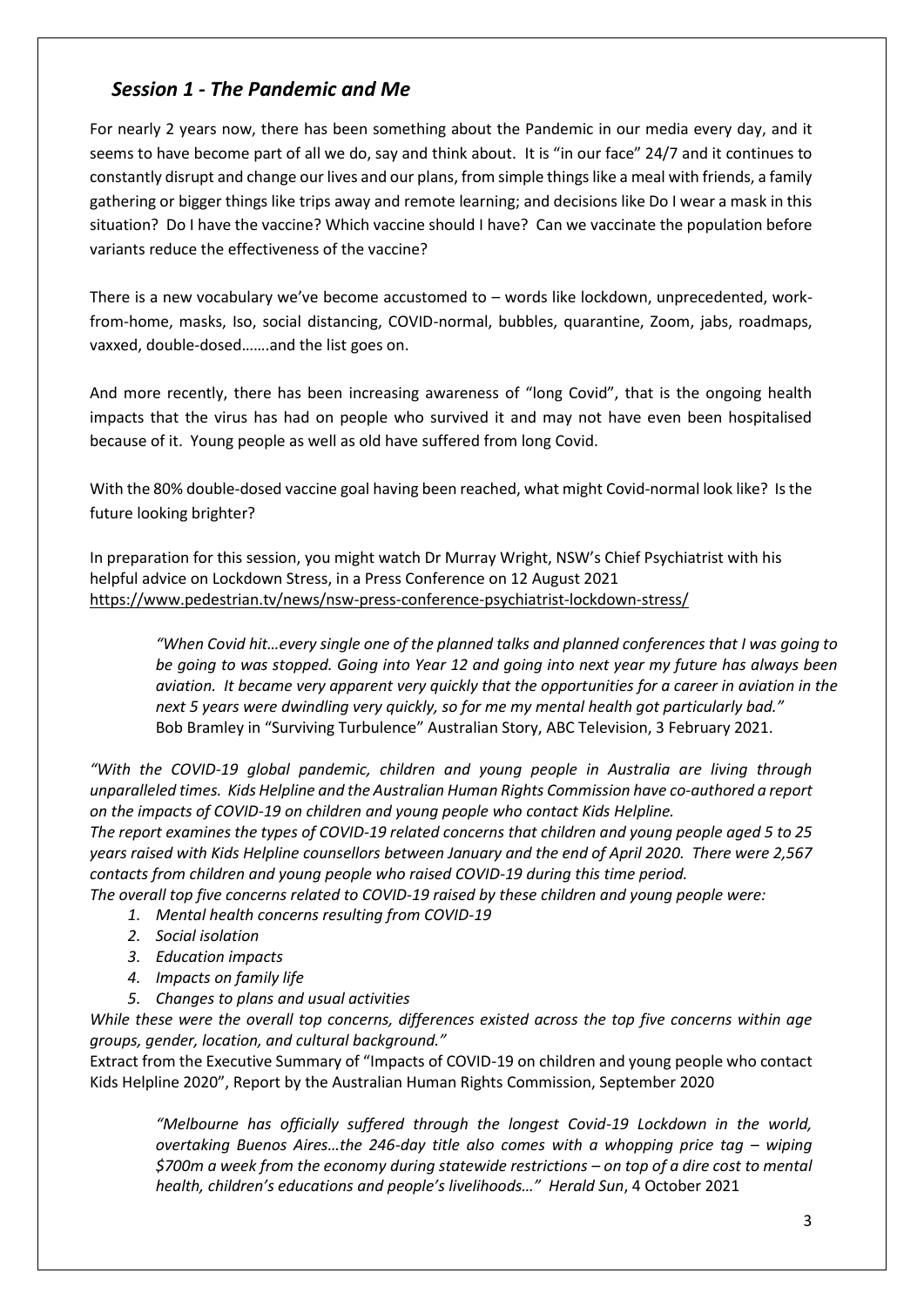## *Session 1 - The Pandemic and Me*

For nearly 2 years now, there has been something about the Pandemic in our media every day, and it seems to have become part of all we do, say and think about. It is "in our face" 24/7 and it continues to constantly disrupt and change our lives and our plans, from simple things like a meal with friends, a family gathering or bigger things like trips away and remote learning; and decisions like Do I wear a mask in this situation? Do I have the vaccine? Which vaccine should I have? Can we vaccinate the population before variants reduce the effectiveness of the vaccine?

There is a new vocabulary we've become accustomed to – words like lockdown, unprecedented, work-from-home, masks, Iso, social distancing, COVID-normal, bubbles, quarantine, Zoom, jabs, roadmaps, vaxxed, double-dosed…….and the list goes on.

And more recently, there has been increasing awareness of "long Covid", that is the ongoing health impacts that the virus has had on people who survived it and may not have even been hospitalised because of it. Young people as well as old have suffered from long Covid.

With the 80% double-dosed vaccine goal having been reached, what might Covid-normal look like? Is the future looking brighter?

In preparation for this session, you might watch Dr Murray Wright, NSW's Chief Psychiatrist with his helpful advice on Lockdown Stress, in a Press Conference on 12 August 2021
https://www.pedestrian.tv/news/nsw-press-conference-psychiatrist-lockdown-stress/

> *"When Covid hit…every single one of the planned talks and planned conferences that I was going to be going to was stopped. Going into Year 12 and going into next year my future has always been aviation. It became very apparent very quickly that the opportunities for a career in aviation in the next 5 years were dwindling very quickly, so for me my mental health got particularly bad."*
> Bob Bramley in "Surviving Turbulence" Australian Story, ABC Television, 3 February 2021.

*"With the COVID-19 global pandemic, children and young people in Australia are living through unparalleled times. Kids Helpline and the Australian Human Rights Commission have co-authored a report on the impacts of COVID-19 on children and young people who contact Kids Helpline.*
*The report examines the types of COVID-19 related concerns that children and young people aged 5 to 25 years raised with Kids Helpline counsellors between January and the end of April 2020. There were 2,567 contacts from children and young people who raised COVID-19 during this time period.*
*The overall top five concerns related to COVID-19 raised by these children and young people were:*

1. *Mental health concerns resulting from COVID-19*
2. *Social isolation*
3. *Education impacts*
4. *Impacts on family life*
5. *Changes to plans and usual activities*

*While these were the overall top concerns, differences existed across the top five concerns within age groups, gender, location, and cultural background."*
Extract from the Executive Summary of "Impacts of COVID-19 on children and young people who contact Kids Helpline 2020", Report by the Australian Human Rights Commission, September 2020

> *"Melbourne has officially suffered through the longest Covid-19 Lockdown in the world, overtaking Buenos Aires…the 246-day title also comes with a whopping price tag – wiping $700m a week from the economy during statewide restrictions – on top of a dire cost to mental health, children's educations and people's livelihoods…"* *Herald Sun*, 4 October 2021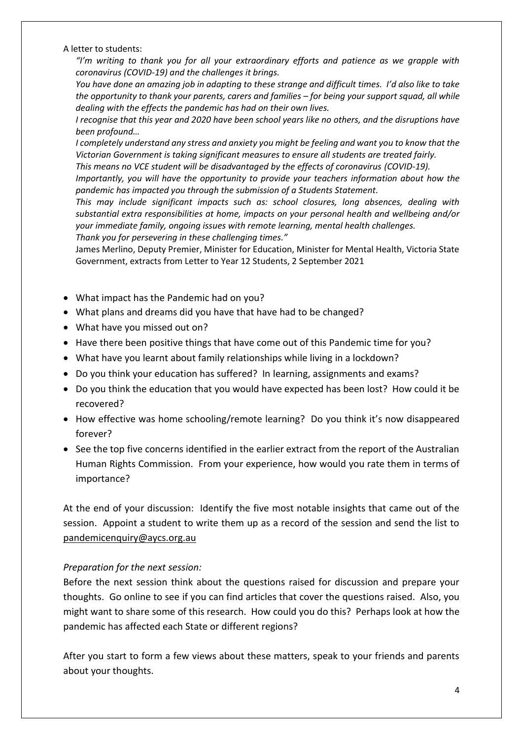A letter to students:

> *"I'm writing to thank you for all your extraordinary efforts and patience as we grapple with coronavirus (COVID-19) and the challenges it brings.*
>
> *You have done an amazing job in adapting to these strange and difficult times. I'd also like to take the opportunity to thank your parents, carers and families – for being your support squad, all while dealing with the effects the pandemic has had on their own lives.*
>
> *I recognise that this year and 2020 have been school years like no others, and the disruptions have been profound…*
>
> *I completely understand any stress and anxiety you might be feeling and want you to know that the Victorian Government is taking significant measures to ensure all students are treated fairly.*
>
> *This means no VCE student will be disadvantaged by the effects of coronavirus (COVID-19).*
>
> *Importantly, you will have the opportunity to provide your teachers information about how the pandemic has impacted you through the submission of a Students Statement.*
>
> *This may include significant impacts such as: school closures, long absences, dealing with substantial extra responsibilities at home, impacts on your personal health and wellbeing and/or your immediate family, ongoing issues with remote learning, mental health challenges.*
>
> *Thank you for persevering in these challenging times."*
>
> James Merlino, Deputy Premier, Minister for Education, Minister for Mental Health, Victoria State Government, extracts from Letter to Year 12 Students, 2 September 2021

- What impact has the Pandemic had on you?
- What plans and dreams did you have that have had to be changed?
- What have you missed out on?
- Have there been positive things that have come out of this Pandemic time for you?
- What have you learnt about family relationships while living in a lockdown?
- Do you think your education has suffered? In learning, assignments and exams?
- Do you think the education that you would have expected has been lost? How could it be recovered?
- How effective was home schooling/remote learning? Do you think it's now disappeared forever?
- See the top five concerns identified in the earlier extract from the report of the Australian Human Rights Commission. From your experience, how would you rate them in terms of importance?

At the end of your discussion: Identify the five most notable insights that came out of the session. Appoint a student to write them up as a record of the session and send the list to pandemicenquiry@aycs.org.au

*Preparation for the next session:*

Before the next session think about the questions raised for discussion and prepare your thoughts. Go online to see if you can find articles that cover the questions raised. Also, you might want to share some of this research. How could you do this? Perhaps look at how the pandemic has affected each State or different regions?

After you start to form a few views about these matters, speak to your friends and parents about your thoughts.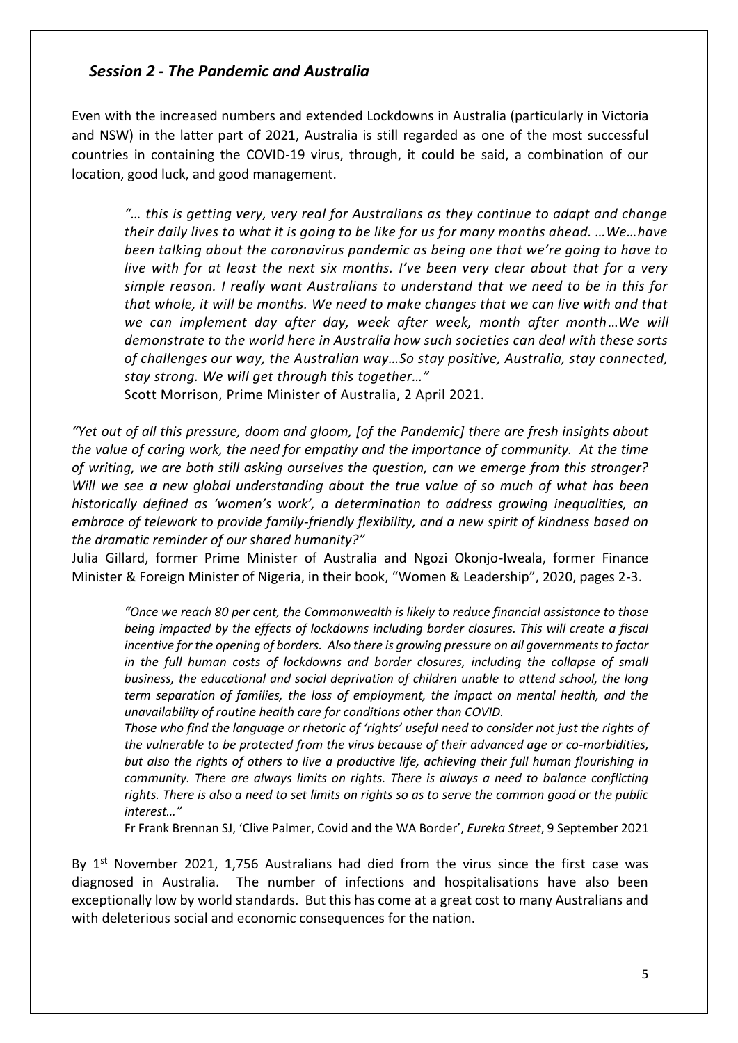## *Session 2 - The Pandemic and Australia*

Even with the increased numbers and extended Lockdowns in Australia (particularly in Victoria and NSW) in the latter part of 2021, Australia is still regarded as one of the most successful countries in containing the COVID-19 virus, through, it could be said, a combination of our location, good luck, and good management.

> *"… this is getting very, very real for Australians as they continue to adapt and change their daily lives to what it is going to be like for us for many months ahead. …We…have been talking about the coronavirus pandemic as being one that we're going to have to live with for at least the next six months. I've been very clear about that for a very simple reason. I really want Australians to understand that we need to be in this for that whole, it will be months. We need to make changes that we can live with and that we can implement day after day, week after week, month after month…We will demonstrate to the world here in Australia how such societies can deal with these sorts of challenges our way, the Australian way…So stay positive, Australia, stay connected, stay strong. We will get through this together…"*
>
> Scott Morrison, Prime Minister of Australia, 2 April 2021.

*"Yet out of all this pressure, doom and gloom, [of the Pandemic] there are fresh insights about the value of caring work, the need for empathy and the importance of community. At the time of writing, we are both still asking ourselves the question, can we emerge from this stronger? Will we see a new global understanding about the true value of so much of what has been historically defined as 'women's work', a determination to address growing inequalities, an embrace of telework to provide family-friendly flexibility, and a new spirit of kindness based on the dramatic reminder of our shared humanity?"*

Julia Gillard, former Prime Minister of Australia and Ngozi Okonjo-Iweala, former Finance Minister & Foreign Minister of Nigeria, in their book, "Women & Leadership", 2020, pages 2-3.

> *"Once we reach 80 per cent, the Commonwealth is likely to reduce financial assistance to those being impacted by the effects of lockdowns including border closures. This will create a fiscal incentive for the opening of borders. Also there is growing pressure on all governments to factor in the full human costs of lockdowns and border closures, including the collapse of small business, the educational and social deprivation of children unable to attend school, the long term separation of families, the loss of employment, the impact on mental health, and the unavailability of routine health care for conditions other than COVID.*
>
> *Those who find the language or rhetoric of 'rights' useful need to consider not just the rights of the vulnerable to be protected from the virus because of their advanced age or co-morbidities, but also the rights of others to live a productive life, achieving their full human flourishing in community. There are always limits on rights. There is always a need to balance conflicting rights. There is also a need to set limits on rights so as to serve the common good or the public interest…"*
>
> Fr Frank Brennan SJ, 'Clive Palmer, Covid and the WA Border', *Eureka Street*, 9 September 2021

By 1st November 2021, 1,756 Australians had died from the virus since the first case was diagnosed in Australia. The number of infections and hospitalisations have also been exceptionally low by world standards. But this has come at a great cost to many Australians and with deleterious social and economic consequences for the nation.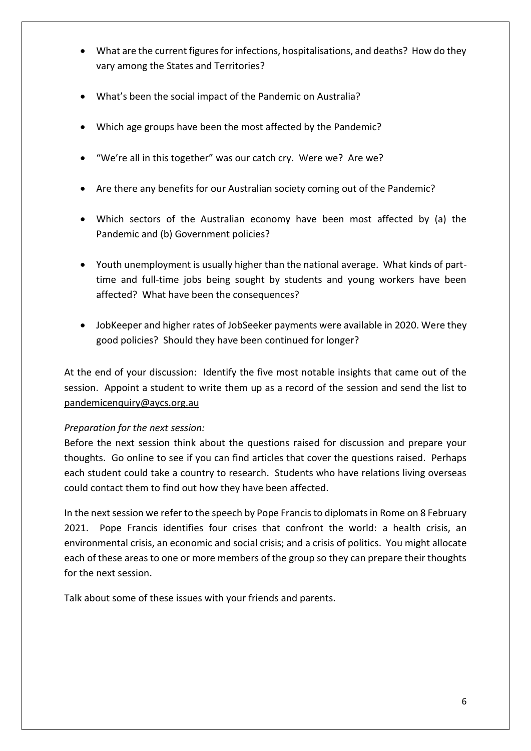- What are the current figures for infections, hospitalisations, and deaths? How do they vary among the States and Territories?
- What's been the social impact of the Pandemic on Australia?
- Which age groups have been the most affected by the Pandemic?
- "We're all in this together" was our catch cry. Were we? Are we?
- Are there any benefits for our Australian society coming out of the Pandemic?
- Which sectors of the Australian economy have been most affected by (a) the Pandemic and (b) Government policies?
- Youth unemployment is usually higher than the national average. What kinds of part-time and full-time jobs being sought by students and young workers have been affected? What have been the consequences?
- JobKeeper and higher rates of JobSeeker payments were available in 2020. Were they good policies? Should they have been continued for longer?

At the end of your discussion: Identify the five most notable insights that came out of the session. Appoint a student to write them up as a record of the session and send the list to pandemicenquiry@aycs.org.au

*Preparation for the next session:*

Before the next session think about the questions raised for discussion and prepare your thoughts. Go online to see if you can find articles that cover the questions raised. Perhaps each student could take a country to research. Students who have relations living overseas could contact them to find out how they have been affected.

In the next session we refer to the speech by Pope Francis to diplomats in Rome on 8 February 2021. Pope Francis identifies four crises that confront the world: a health crisis, an environmental crisis, an economic and social crisis; and a crisis of politics. You might allocate each of these areas to one or more members of the group so they can prepare their thoughts for the next session.

Talk about some of these issues with your friends and parents.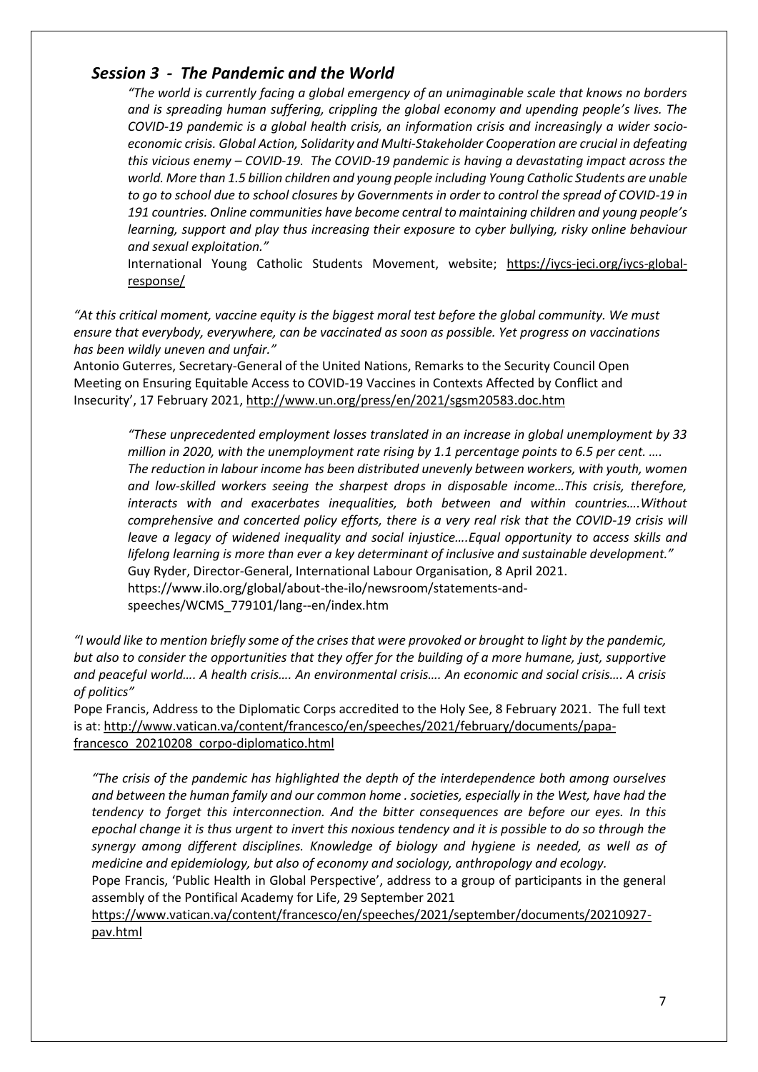## *Session 3 - The Pandemic and the World*

> *"The world is currently facing a global emergency of an unimaginable scale that knows no borders and is spreading human suffering, crippling the global economy and upending people's lives. The COVID-19 pandemic is a global health crisis, an information crisis and increasingly a wider socio-economic crisis. Global Action, Solidarity and Multi-Stakeholder Cooperation are crucial in defeating this vicious enemy – COVID-19. The COVID-19 pandemic is having a devastating impact across the world. More than 1.5 billion children and young people including Young Catholic Students are unable to go to school due to school closures by Governments in order to control the spread of COVID-19 in 191 countries. Online communities have become central to maintaining children and young people's learning, support and play thus increasing their exposure to cyber bullying, risky online behaviour and sexual exploitation."*
>
> International Young Catholic Students Movement, website; https://iycs-jeci.org/iycs-global-response/

*"At this critical moment, vaccine equity is the biggest moral test before the global community. We must ensure that everybody, everywhere, can be vaccinated as soon as possible. Yet progress on vaccinations has been wildly uneven and unfair."*

Antonio Guterres, Secretary-General of the United Nations, Remarks to the Security Council Open Meeting on Ensuring Equitable Access to COVID-19 Vaccines in Contexts Affected by Conflict and Insecurity', 17 February 2021, http://www.un.org/press/en/2021/sgsm20583.doc.htm

> *"These unprecedented employment losses translated in an increase in global unemployment by 33 million in 2020, with the unemployment rate rising by 1.1 percentage points to 6.5 per cent. …. The reduction in labour income has been distributed unevenly between workers, with youth, women and low-skilled workers seeing the sharpest drops in disposable income…This crisis, therefore, interacts with and exacerbates inequalities, both between and within countries….Without comprehensive and concerted policy efforts, there is a very real risk that the COVID-19 crisis will leave a legacy of widened inequality and social injustice….Equal opportunity to access skills and lifelong learning is more than ever a key determinant of inclusive and sustainable development."*
>
> Guy Ryder, Director-General, International Labour Organisation, 8 April 2021. https://www.ilo.org/global/about-the-ilo/newsroom/statements-and-speeches/WCMS_779101/lang--en/index.htm

*"I would like to mention briefly some of the crises that were provoked or brought to light by the pandemic, but also to consider the opportunities that they offer for the building of a more humane, just, supportive and peaceful world…. A health crisis…. An environmental crisis…. An economic and social crisis…. A crisis of politics"*

Pope Francis, Address to the Diplomatic Corps accredited to the Holy See, 8 February 2021. The full text is at: http://www.vatican.va/content/francesco/en/speeches/2021/february/documents/papa-francesco_20210208_corpo-diplomatico.html

> *"The crisis of the pandemic has highlighted the depth of the interdependence both among ourselves and between the human family and our common home . societies, especially in the West, have had the tendency to forget this interconnection. And the bitter consequences are before our eyes. In this epochal change it is thus urgent to invert this noxious tendency and it is possible to do so through the synergy among different disciplines. Knowledge of biology and hygiene is needed, as well as of medicine and epidemiology, but also of economy and sociology, anthropology and ecology.*
>
> Pope Francis, 'Public Health in Global Perspective', address to a group of participants in the general assembly of the Pontifical Academy for Life, 29 September 2021
>
> https://www.vatican.va/content/francesco/en/speeches/2021/september/documents/20210927-pav.html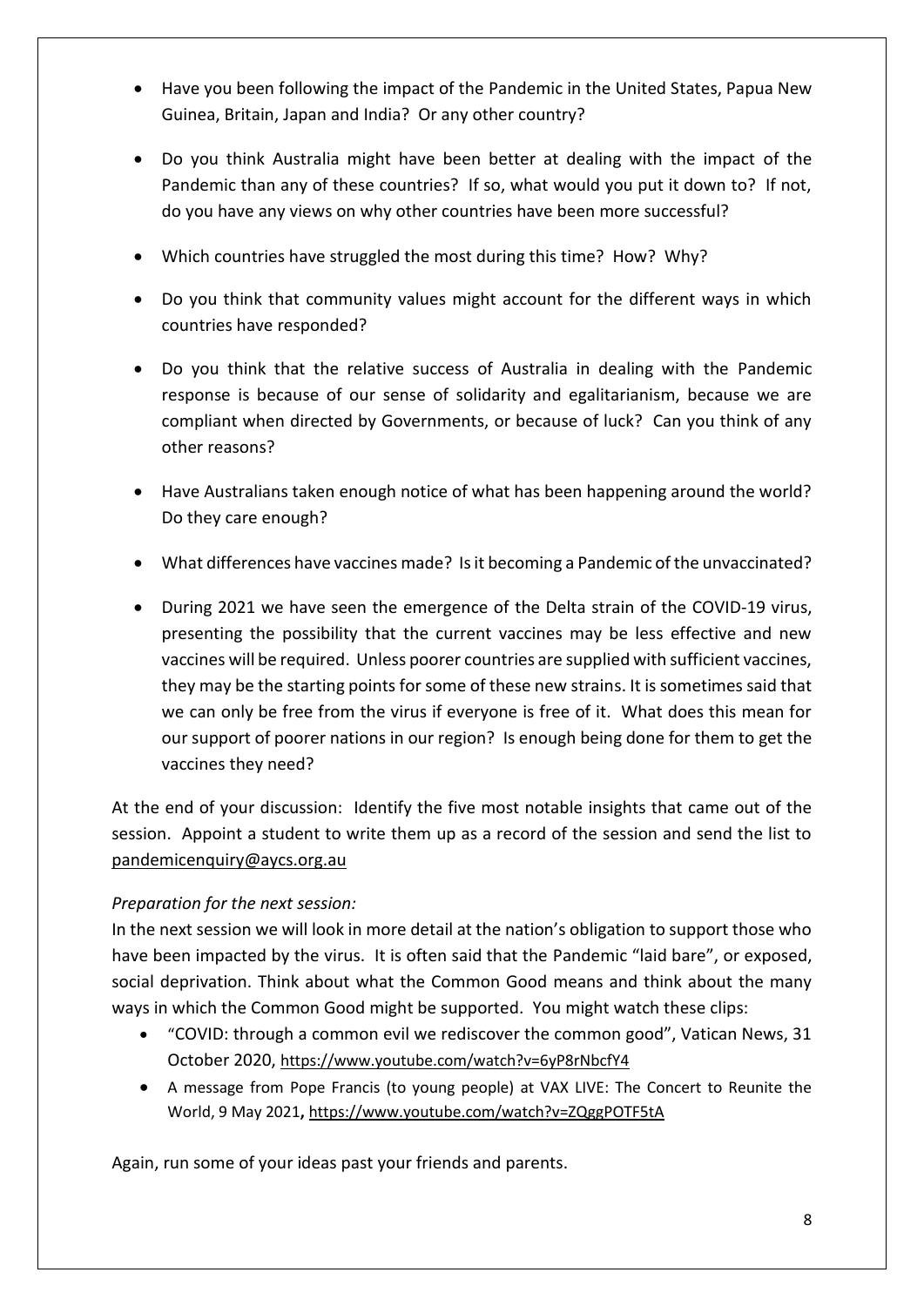- Have you been following the impact of the Pandemic in the United States, Papua New Guinea, Britain, Japan and India? Or any other country?
- Do you think Australia might have been better at dealing with the impact of the Pandemic than any of these countries? If so, what would you put it down to? If not, do you have any views on why other countries have been more successful?
- Which countries have struggled the most during this time? How? Why?
- Do you think that community values might account for the different ways in which countries have responded?
- Do you think that the relative success of Australia in dealing with the Pandemic response is because of our sense of solidarity and egalitarianism, because we are compliant when directed by Governments, or because of luck? Can you think of any other reasons?
- Have Australians taken enough notice of what has been happening around the world? Do they care enough?
- What differences have vaccines made? Is it becoming a Pandemic of the unvaccinated?
- During 2021 we have seen the emergence of the Delta strain of the COVID-19 virus, presenting the possibility that the current vaccines may be less effective and new vaccines will be required. Unless poorer countries are supplied with sufficient vaccines, they may be the starting points for some of these new strains. It is sometimes said that we can only be free from the virus if everyone is free of it. What does this mean for our support of poorer nations in our region? Is enough being done for them to get the vaccines they need?

At the end of your discussion: Identify the five most notable insights that came out of the session. Appoint a student to write them up as a record of the session and send the list to pandemicenquiry@aycs.org.au

*Preparation for the next session:*

In the next session we will look in more detail at the nation's obligation to support those who have been impacted by the virus. It is often said that the Pandemic "laid bare", or exposed, social deprivation. Think about what the Common Good means and think about the many ways in which the Common Good might be supported. You might watch these clips:

- "COVID: through a common evil we rediscover the common good", Vatican News, 31 October 2020, https://www.youtube.com/watch?v=6yP8rNbcfY4
- A message from Pope Francis (to young people) at VAX LIVE: The Concert to Reunite the World, 9 May 2021, https://www.youtube.com/watch?v=ZQggPOTF5tA

Again, run some of your ideas past your friends and parents.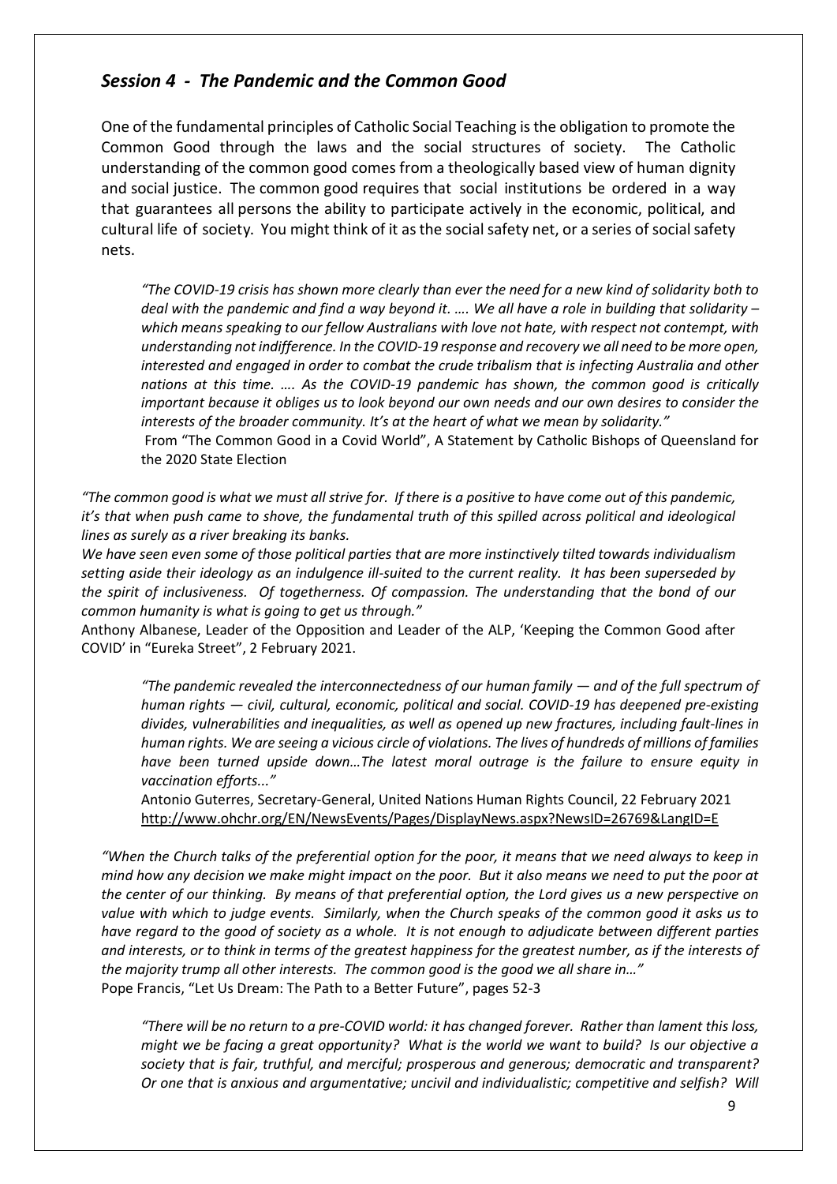## *Session 4 - The Pandemic and the Common Good*

One of the fundamental principles of Catholic Social Teaching is the obligation to promote the Common Good through the laws and the social structures of society. The Catholic understanding of the common good comes from a theologically based view of human dignity and social justice. The common good requires that social institutions be ordered in a way that guarantees all persons the ability to participate actively in the economic, political, and cultural life of society. You might think of it as the social safety net, or a series of social safety nets.

> *"The COVID-19 crisis has shown more clearly than ever the need for a new kind of solidarity both to deal with the pandemic and find a way beyond it. …. We all have a role in building that solidarity – which means speaking to our fellow Australians with love not hate, with respect not contempt, with understanding not indifference. In the COVID-19 response and recovery we all need to be more open, interested and engaged in order to combat the crude tribalism that is infecting Australia and other nations at this time. …. As the COVID-19 pandemic has shown, the common good is critically important because it obliges us to look beyond our own needs and our own desires to consider the interests of the broader community. It's at the heart of what we mean by solidarity."*
>
> From "The Common Good in a Covid World", A Statement by Catholic Bishops of Queensland for the 2020 State Election

*"The common good is what we must all strive for. If there is a positive to have come out of this pandemic, it's that when push came to shove, the fundamental truth of this spilled across political and ideological lines as surely as a river breaking its banks.*
*We have seen even some of those political parties that are more instinctively tilted towards individualism setting aside their ideology as an indulgence ill-suited to the current reality. It has been superseded by the spirit of inclusiveness. Of togetherness. Of compassion. The understanding that the bond of our common humanity is what is going to get us through."*
Anthony Albanese, Leader of the Opposition and Leader of the ALP, 'Keeping the Common Good after COVID' in "Eureka Street", 2 February 2021.

> *"The pandemic revealed the interconnectedness of our human family — and of the full spectrum of human rights — civil, cultural, economic, political and social. COVID-19 has deepened pre-existing divides, vulnerabilities and inequalities, as well as opened up new fractures, including fault-lines in human rights. We are seeing a vicious circle of violations. The lives of hundreds of millions of families have been turned upside down…The latest moral outrage is the failure to ensure equity in vaccination efforts..."*
>
> Antonio Guterres, Secretary-General, United Nations Human Rights Council, 22 February 2021
> http://www.ohchr.org/EN/NewsEvents/Pages/DisplayNews.aspx?NewsID=26769&LangID=E

*"When the Church talks of the preferential option for the poor, it means that we need always to keep in mind how any decision we make might impact on the poor. But it also means we need to put the poor at the center of our thinking. By means of that preferential option, the Lord gives us a new perspective on value with which to judge events. Similarly, when the Church speaks of the common good it asks us to have regard to the good of society as a whole. It is not enough to adjudicate between different parties and interests, or to think in terms of the greatest happiness for the greatest number, as if the interests of the majority trump all other interests. The common good is the good we all share in…"*
Pope Francis, "Let Us Dream: The Path to a Better Future", pages 52-3

> *"There will be no return to a pre-COVID world: it has changed forever. Rather than lament this loss, might we be facing a great opportunity? What is the world we want to build? Is our objective a society that is fair, truthful, and merciful; prosperous and generous; democratic and transparent? Or one that is anxious and argumentative; uncivil and individualistic; competitive and selfish? Will*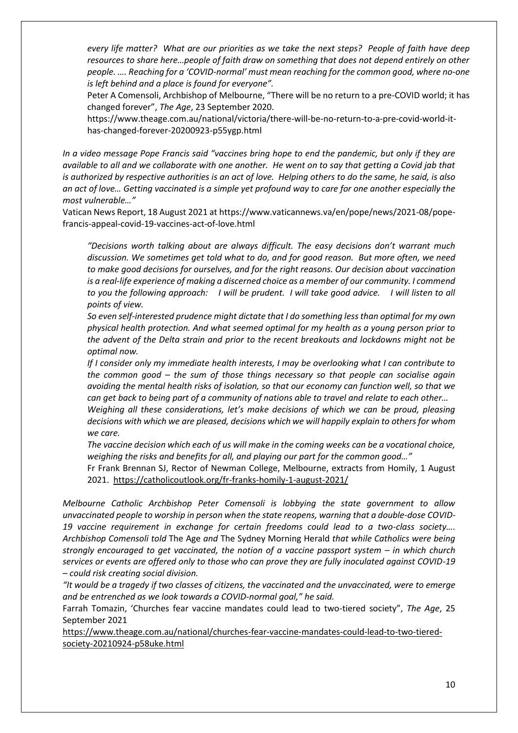*every life matter? What are our priorities as we take the next steps? People of faith have deep resources to share here…people of faith draw on something that does not depend entirely on other people. …. Reaching for a 'COVID-normal' must mean reaching for the common good, where no-one is left behind and a place is found for everyone".*

> Peter A Comensoli, Archbishop of Melbourne, "There will be no return to a pre-COVID world; it has changed forever", *The Age*, 23 September 2020.
> https://www.theage.com.au/national/victoria/there-will-be-no-return-to-a-pre-covid-world-it-has-changed-forever-20200923-p55ygp.html

*In a video message Pope Francis said "vaccines bring hope to end the pandemic, but only if they are available to all and we collaborate with one another. He went on to say that getting a Covid jab that is authorized by respective authorities is an act of love. Helping others to do the same, he said, is also an act of love… Getting vaccinated is a simple yet profound way to care for one another especially the most vulnerable…"*

Vatican News Report, 18 August 2021 at https://www.vaticannews.va/en/pope/news/2021-08/pope-francis-appeal-covid-19-vaccines-act-of-love.html

> *"Decisions worth talking about are always difficult. The easy decisions don't warrant much discussion. We sometimes get told what to do, and for good reason. But more often, we need to make good decisions for ourselves, and for the right reasons. Our decision about vaccination is a real-life experience of making a discerned choice as a member of our community. I commend to you the following approach: I will be prudent. I will take good advice. I will listen to all points of view.*
>
> *So even self-interested prudence might dictate that I do something less than optimal for my own physical health protection. And what seemed optimal for my health as a young person prior to the advent of the Delta strain and prior to the recent breakouts and lockdowns might not be optimal now.*
>
> *If I consider only my immediate health interests, I may be overlooking what I can contribute to the common good – the sum of those things necessary so that people can socialise again avoiding the mental health risks of isolation, so that our economy can function well, so that we can get back to being part of a community of nations able to travel and relate to each other…*
>
> *Weighing all these considerations, let's make decisions of which we can be proud, pleasing decisions with which we are pleased, decisions which we will happily explain to others for whom we care.*
>
> *The vaccine decision which each of us will make in the coming weeks can be a vocational choice, weighing the risks and benefits for all, and playing our part for the common good…"*
>
> Fr Frank Brennan SJ, Rector of Newman College, Melbourne, extracts from Homily, 1 August 2021. https://catholicoutlook.org/fr-franks-homily-1-august-2021/

*Melbourne Catholic Archbishop Peter Comensoli is lobbying the state government to allow unvaccinated people to worship in person when the state reopens, warning that a double-dose COVID-19 vaccine requirement in exchange for certain freedoms could lead to a two-class society…. Archbishop Comensoli told* The Age *and* The Sydney Morning Herald *that while Catholics were being strongly encouraged to get vaccinated, the notion of a vaccine passport system – in which church services or events are offered only to those who can prove they are fully inoculated against COVID-19 – could risk creating social division.*

*"It would be a tragedy if two classes of citizens, the vaccinated and the unvaccinated, were to emerge and be entrenched as we look towards a COVID-normal goal," he said.*

Farrah Tomazin, 'Churches fear vaccine mandates could lead to two-tiered society", *The Age*, 25 September 2021
https://www.theage.com.au/national/churches-fear-vaccine-mandates-could-lead-to-two-tiered-society-20210924-p58uke.html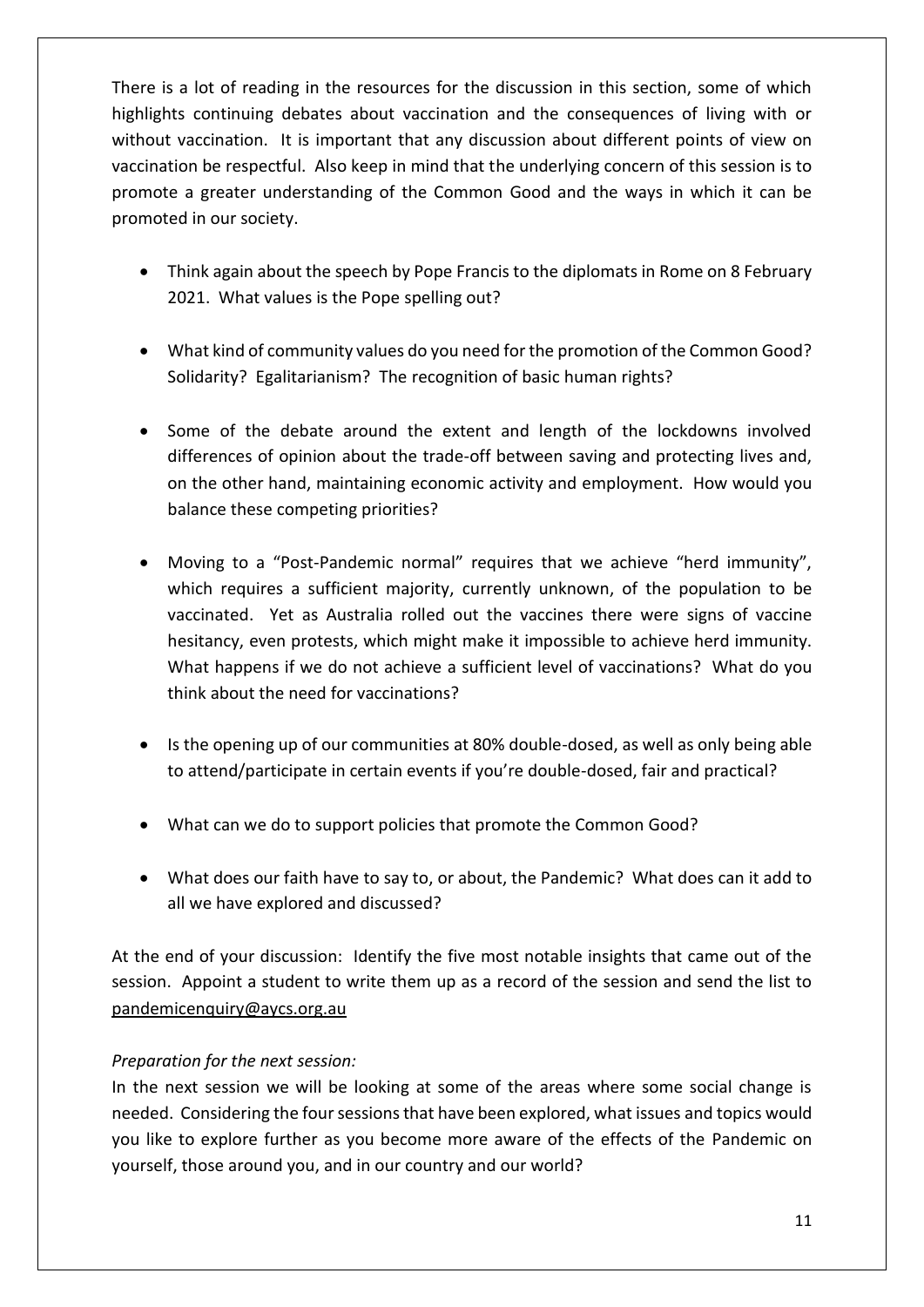There is a lot of reading in the resources for the discussion in this section, some of which highlights continuing debates about vaccination and the consequences of living with or without vaccination. It is important that any discussion about different points of view on vaccination be respectful. Also keep in mind that the underlying concern of this session is to promote a greater understanding of the Common Good and the ways in which it can be promoted in our society.

- Think again about the speech by Pope Francis to the diplomats in Rome on 8 February 2021. What values is the Pope spelling out?
- What kind of community values do you need for the promotion of the Common Good? Solidarity? Egalitarianism? The recognition of basic human rights?
- Some of the debate around the extent and length of the lockdowns involved differences of opinion about the trade-off between saving and protecting lives and, on the other hand, maintaining economic activity and employment. How would you balance these competing priorities?
- Moving to a "Post-Pandemic normal" requires that we achieve "herd immunity", which requires a sufficient majority, currently unknown, of the population to be vaccinated. Yet as Australia rolled out the vaccines there were signs of vaccine hesitancy, even protests, which might make it impossible to achieve herd immunity. What happens if we do not achieve a sufficient level of vaccinations? What do you think about the need for vaccinations?
- Is the opening up of our communities at 80% double-dosed, as well as only being able to attend/participate in certain events if you're double-dosed, fair and practical?
- What can we do to support policies that promote the Common Good?
- What does our faith have to say to, or about, the Pandemic? What does can it add to all we have explored and discussed?

At the end of your discussion: Identify the five most notable insights that came out of the session. Appoint a student to write them up as a record of the session and send the list to pandemicenquiry@aycs.org.au

*Preparation for the next session:*

In the next session we will be looking at some of the areas where some social change is needed. Considering the four sessions that have been explored, what issues and topics would you like to explore further as you become more aware of the effects of the Pandemic on yourself, those around you, and in our country and our world?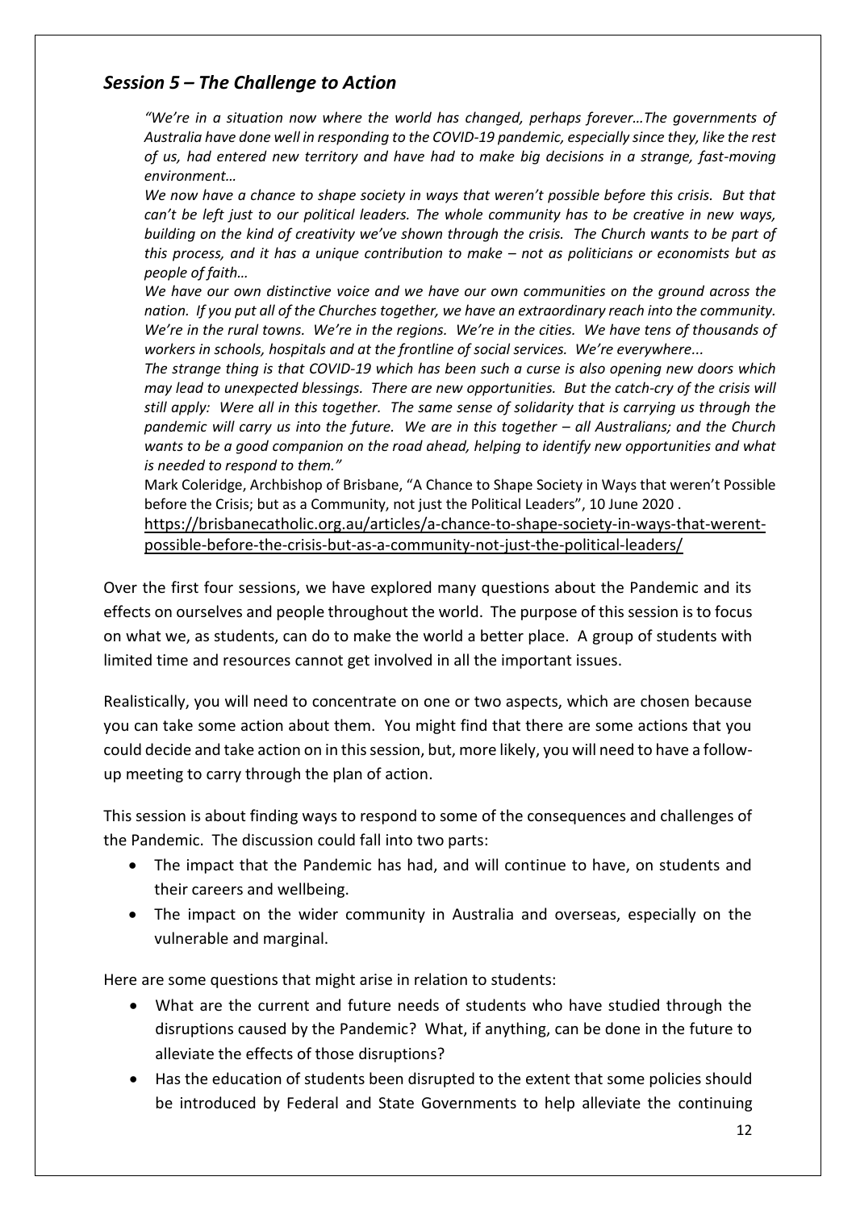## *Session 5 – The Challenge to Action*

> *"We're in a situation now where the world has changed, perhaps forever…The governments of Australia have done well in responding to the COVID-19 pandemic, especially since they, like the rest of us, had entered new territory and have had to make big decisions in a strange, fast-moving environment…*
>
> *We now have a chance to shape society in ways that weren't possible before this crisis. But that can't be left just to our political leaders. The whole community has to be creative in new ways, building on the kind of creativity we've shown through the crisis. The Church wants to be part of this process, and it has a unique contribution to make – not as politicians or economists but as people of faith…*
>
> *We have our own distinctive voice and we have our own communities on the ground across the nation. If you put all of the Churches together, we have an extraordinary reach into the community. We're in the rural towns. We're in the regions. We're in the cities. We have tens of thousands of workers in schools, hospitals and at the frontline of social services. We're everywhere...*
>
> *The strange thing is that COVID-19 which has been such a curse is also opening new doors which may lead to unexpected blessings. There are new opportunities. But the catch-cry of the crisis will still apply: Were all in this together. The same sense of solidarity that is carrying us through the pandemic will carry us into the future. We are in this together – all Australians; and the Church wants to be a good companion on the road ahead, helping to identify new opportunities and what is needed to respond to them."*
>
> Mark Coleridge, Archbishop of Brisbane, "A Chance to Shape Society in Ways that weren't Possible before the Crisis; but as a Community, not just the Political Leaders", 10 June 2020 . https://brisbanecatholic.org.au/articles/a-chance-to-shape-society-in-ways-that-werent-possible-before-the-crisis-but-as-a-community-not-just-the-political-leaders/

Over the first four sessions, we have explored many questions about the Pandemic and its effects on ourselves and people throughout the world. The purpose of this session is to focus on what we, as students, can do to make the world a better place. A group of students with limited time and resources cannot get involved in all the important issues.

Realistically, you will need to concentrate on one or two aspects, which are chosen because you can take some action about them. You might find that there are some actions that you could decide and take action on in this session, but, more likely, you will need to have a follow-up meeting to carry through the plan of action.

This session is about finding ways to respond to some of the consequences and challenges of the Pandemic. The discussion could fall into two parts:

- The impact that the Pandemic has had, and will continue to have, on students and their careers and wellbeing.
- The impact on the wider community in Australia and overseas, especially on the vulnerable and marginal.

Here are some questions that might arise in relation to students:

- What are the current and future needs of students who have studied through the disruptions caused by the Pandemic? What, if anything, can be done in the future to alleviate the effects of those disruptions?
- Has the education of students been disrupted to the extent that some policies should be introduced by Federal and State Governments to help alleviate the continuing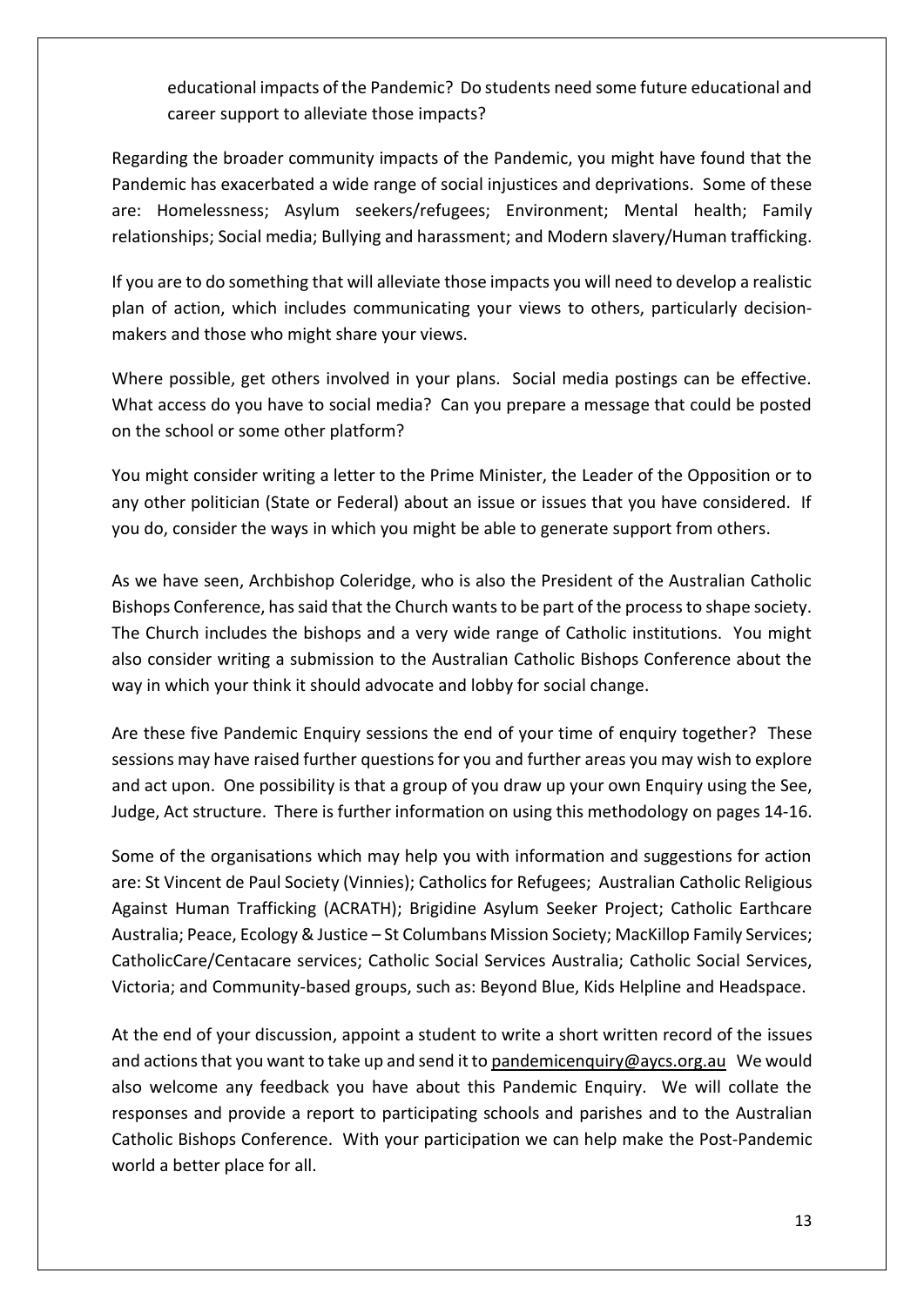educational impacts of the Pandemic? Do students need some future educational and career support to alleviate those impacts?

Regarding the broader community impacts of the Pandemic, you might have found that the Pandemic has exacerbated a wide range of social injustices and deprivations. Some of these are: Homelessness; Asylum seekers/refugees; Environment; Mental health; Family relationships; Social media; Bullying and harassment; and Modern slavery/Human trafficking.

If you are to do something that will alleviate those impacts you will need to develop a realistic plan of action, which includes communicating your views to others, particularly decision-makers and those who might share your views.

Where possible, get others involved in your plans. Social media postings can be effective. What access do you have to social media? Can you prepare a message that could be posted on the school or some other platform?

You might consider writing a letter to the Prime Minister, the Leader of the Opposition or to any other politician (State or Federal) about an issue or issues that you have considered. If you do, consider the ways in which you might be able to generate support from others.

As we have seen, Archbishop Coleridge, who is also the President of the Australian Catholic Bishops Conference, has said that the Church wants to be part of the process to shape society. The Church includes the bishops and a very wide range of Catholic institutions. You might also consider writing a submission to the Australian Catholic Bishops Conference about the way in which your think it should advocate and lobby for social change.

Are these five Pandemic Enquiry sessions the end of your time of enquiry together? These sessions may have raised further questions for you and further areas you may wish to explore and act upon. One possibility is that a group of you draw up your own Enquiry using the See, Judge, Act structure. There is further information on using this methodology on pages 14-16.

Some of the organisations which may help you with information and suggestions for action are: St Vincent de Paul Society (Vinnies); Catholics for Refugees; Australian Catholic Religious Against Human Trafficking (ACRATH); Brigidine Asylum Seeker Project; Catholic Earthcare Australia; Peace, Ecology & Justice – St Columbans Mission Society; MacKillop Family Services; CatholicCare/Centacare services; Catholic Social Services Australia; Catholic Social Services, Victoria; and Community-based groups, such as: Beyond Blue, Kids Helpline and Headspace.

At the end of your discussion, appoint a student to write a short written record of the issues and actions that you want to take up and send it to pandemicenquiry@aycs.org.au We would also welcome any feedback you have about this Pandemic Enquiry. We will collate the responses and provide a report to participating schools and parishes and to the Australian Catholic Bishops Conference. With your participation we can help make the Post-Pandemic world a better place for all.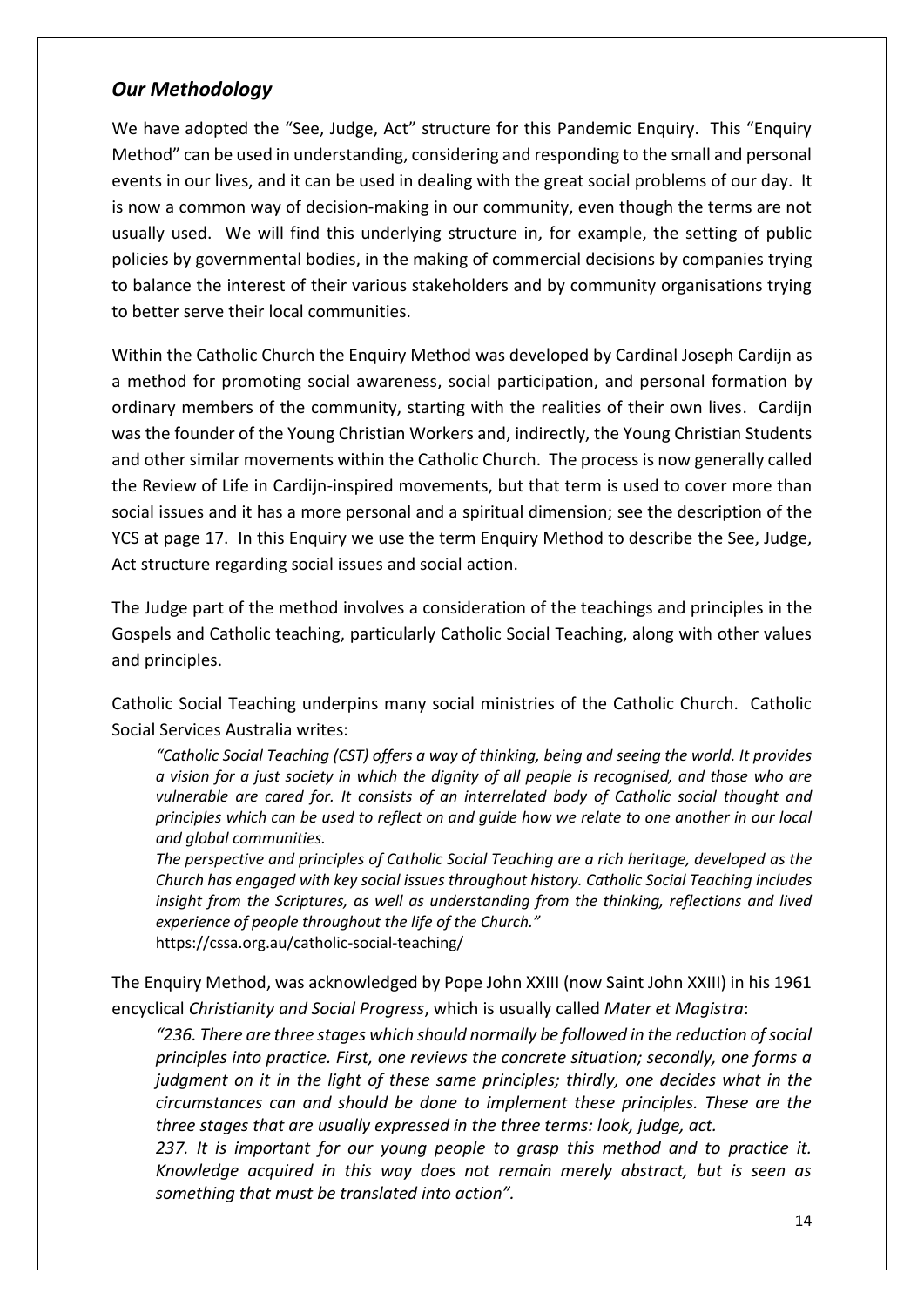## *Our Methodology*

We have adopted the "See, Judge, Act" structure for this Pandemic Enquiry. This "Enquiry Method" can be used in understanding, considering and responding to the small and personal events in our lives, and it can be used in dealing with the great social problems of our day. It is now a common way of decision-making in our community, even though the terms are not usually used. We will find this underlying structure in, for example, the setting of public policies by governmental bodies, in the making of commercial decisions by companies trying to balance the interest of their various stakeholders and by community organisations trying to better serve their local communities.

Within the Catholic Church the Enquiry Method was developed by Cardinal Joseph Cardijn as a method for promoting social awareness, social participation, and personal formation by ordinary members of the community, starting with the realities of their own lives. Cardijn was the founder of the Young Christian Workers and, indirectly, the Young Christian Students and other similar movements within the Catholic Church. The process is now generally called the Review of Life in Cardijn-inspired movements, but that term is used to cover more than social issues and it has a more personal and a spiritual dimension; see the description of the YCS at page 17. In this Enquiry we use the term Enquiry Method to describe the See, Judge, Act structure regarding social issues and social action.

The Judge part of the method involves a consideration of the teachings and principles in the Gospels and Catholic teaching, particularly Catholic Social Teaching, along with other values and principles.

Catholic Social Teaching underpins many social ministries of the Catholic Church. Catholic Social Services Australia writes:

> *"Catholic Social Teaching (CST) offers a way of thinking, being and seeing the world. It provides a vision for a just society in which the dignity of all people is recognised, and those who are vulnerable are cared for. It consists of an interrelated body of Catholic social thought and principles which can be used to reflect on and guide how we relate to one another in our local and global communities.*
>
> *The perspective and principles of Catholic Social Teaching are a rich heritage, developed as the Church has engaged with key social issues throughout history. Catholic Social Teaching includes insight from the Scriptures, as well as understanding from the thinking, reflections and lived experience of people throughout the life of the Church."*
>
> https://cssa.org.au/catholic-social-teaching/

The Enquiry Method, was acknowledged by Pope John XXIII (now Saint John XXIII) in his 1961 encyclical *Christianity and Social Progress*, which is usually called *Mater et Magistra*:

> *"236. There are three stages which should normally be followed in the reduction of social principles into practice. First, one reviews the concrete situation; secondly, one forms a judgment on it in the light of these same principles; thirdly, one decides what in the circumstances can and should be done to implement these principles. These are the three stages that are usually expressed in the three terms: look, judge, act.*
>
> *237. It is important for our young people to grasp this method and to practice it. Knowledge acquired in this way does not remain merely abstract, but is seen as something that must be translated into action".*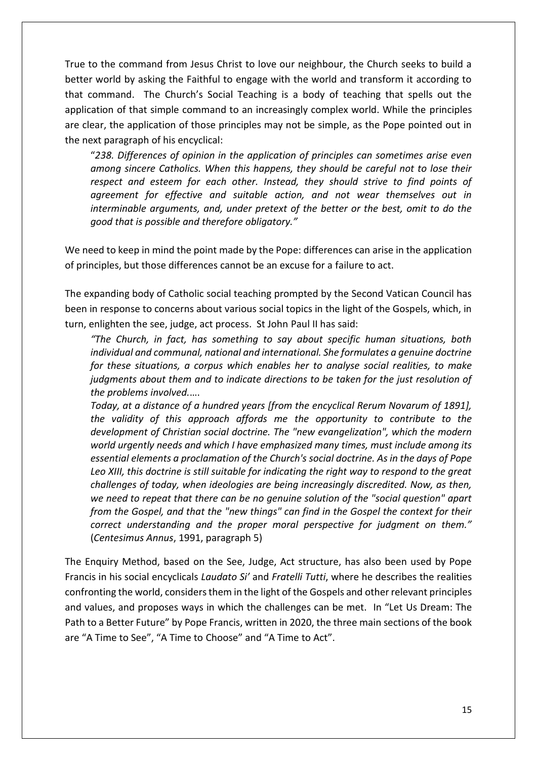True to the command from Jesus Christ to love our neighbour, the Church seeks to build a better world by asking the Faithful to engage with the world and transform it according to that command. The Church's Social Teaching is a body of teaching that spells out the application of that simple command to an increasingly complex world. While the principles are clear, the application of those principles may not be simple, as the Pope pointed out in the next paragraph of his encyclical:

> "*238. Differences of opinion in the application of principles can sometimes arise even among sincere Catholics. When this happens, they should be careful not to lose their respect and esteem for each other. Instead, they should strive to find points of agreement for effective and suitable action, and not wear themselves out in interminable arguments, and, under pretext of the better or the best, omit to do the good that is possible and therefore obligatory."*

We need to keep in mind the point made by the Pope: differences can arise in the application of principles, but those differences cannot be an excuse for a failure to act.

The expanding body of Catholic social teaching prompted by the Second Vatican Council has been in response to concerns about various social topics in the light of the Gospels, which, in turn, enlighten the see, judge, act process. St John Paul II has said:

> *"The Church, in fact, has something to say about specific human situations, both individual and communal, national and international. She formulates a genuine doctrine for these situations, a corpus which enables her to analyse social realities, to make judgments about them and to indicate directions to be taken for the just resolution of the problems involved.….*
>
> *Today, at a distance of a hundred years [from the encyclical Rerum Novarum of 1891], the validity of this approach affords me the opportunity to contribute to the development of Christian social doctrine. The "new evangelization", which the modern world urgently needs and which I have emphasized many times, must include among its essential elements a proclamation of the Church's social doctrine. As in the days of Pope Leo XIII, this doctrine is still suitable for indicating the right way to respond to the great challenges of today, when ideologies are being increasingly discredited. Now, as then, we need to repeat that there can be no genuine solution of the "social question" apart from the Gospel, and that the "new things" can find in the Gospel the context for their correct understanding and the proper moral perspective for judgment on them."* (*Centesimus Annus*, 1991, paragraph 5)

The Enquiry Method, based on the See, Judge, Act structure, has also been used by Pope Francis in his social encyclicals *Laudato Si'* and *Fratelli Tutti*, where he describes the realities confronting the world, considers them in the light of the Gospels and other relevant principles and values, and proposes ways in which the challenges can be met. In "Let Us Dream: The Path to a Better Future" by Pope Francis, written in 2020, the three main sections of the book are "A Time to See", "A Time to Choose" and "A Time to Act".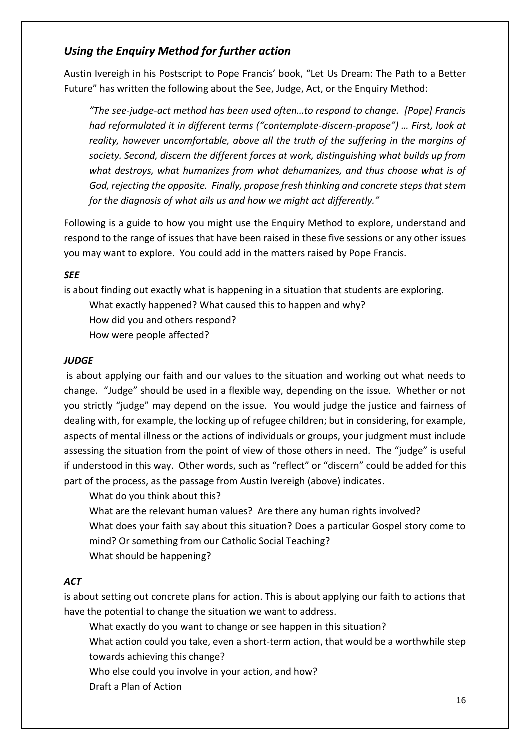## *Using the Enquiry Method for further action*

Austin Ivereigh in his Postscript to Pope Francis' book, "Let Us Dream: The Path to a Better Future" has written the following about the See, Judge, Act, or the Enquiry Method:

> *"The see-judge-act method has been used often…to respond to change. [Pope] Francis had reformulated it in different terms ("contemplate-discern-propose") … First, look at reality, however uncomfortable, above all the truth of the suffering in the margins of society. Second, discern the different forces at work, distinguishing what builds up from what destroys, what humanizes from what dehumanizes, and thus choose what is of God, rejecting the opposite. Finally, propose fresh thinking and concrete steps that stem for the diagnosis of what ails us and how we might act differently."*

Following is a guide to how you might use the Enquiry Method to explore, understand and respond to the range of issues that have been raised in these five sessions or any other issues you may want to explore. You could add in the matters raised by Pope Francis.

***SEE***

is about finding out exactly what is happening in a situation that students are exploring.

> What exactly happened? What caused this to happen and why?
> How did you and others respond?
> How were people affected?

***JUDGE***

is about applying our faith and our values to the situation and working out what needs to change. "Judge" should be used in a flexible way, depending on the issue. Whether or not you strictly "judge" may depend on the issue. You would judge the justice and fairness of dealing with, for example, the locking up of refugee children; but in considering, for example, aspects of mental illness or the actions of individuals or groups, your judgment must include assessing the situation from the point of view of those others in need. The "judge" is useful if understood in this way. Other words, such as "reflect" or "discern" could be added for this part of the process, as the passage from Austin Ivereigh (above) indicates.

> What do you think about this?
> What are the relevant human values? Are there any human rights involved?
> What does your faith say about this situation? Does a particular Gospel story come to mind? Or something from our Catholic Social Teaching?
> What should be happening?

***ACT***

is about setting out concrete plans for action. This is about applying our faith to actions that have the potential to change the situation we want to address.

> What exactly do you want to change or see happen in this situation?
> What action could you take, even a short-term action, that would be a worthwhile step towards achieving this change?
> Who else could you involve in your action, and how?
> Draft a Plan of Action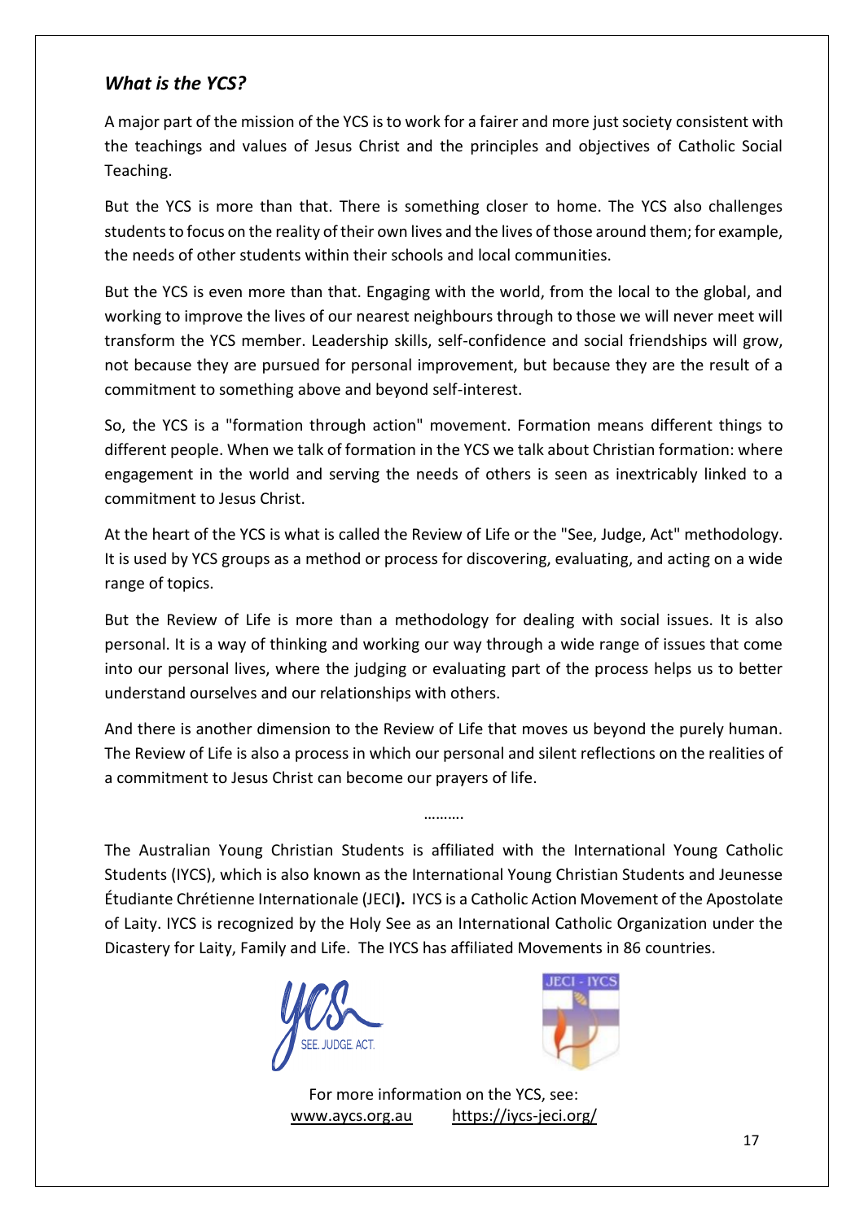## *What is the YCS?*

A major part of the mission of the YCS is to work for a fairer and more just society consistent with the teachings and values of Jesus Christ and the principles and objectives of Catholic Social Teaching.

But the YCS is more than that. There is something closer to home. The YCS also challenges students to focus on the reality of their own lives and the lives of those around them; for example, the needs of other students within their schools and local communities.

But the YCS is even more than that. Engaging with the world, from the local to the global, and working to improve the lives of our nearest neighbours through to those we will never meet will transform the YCS member. Leadership skills, self-confidence and social friendships will grow, not because they are pursued for personal improvement, but because they are the result of a commitment to something above and beyond self-interest.

So, the YCS is a "formation through action" movement. Formation means different things to different people. When we talk of formation in the YCS we talk about Christian formation: where engagement in the world and serving the needs of others is seen as inextricably linked to a commitment to Jesus Christ.

At the heart of the YCS is what is called the Review of Life or the "See, Judge, Act" methodology. It is used by YCS groups as a method or process for discovering, evaluating, and acting on a wide range of topics.

But the Review of Life is more than a methodology for dealing with social issues. It is also personal. It is a way of thinking and working our way through a wide range of issues that come into our personal lives, where the judging or evaluating part of the process helps us to better understand ourselves and our relationships with others.

And there is another dimension to the Review of Life that moves us beyond the purely human. The Review of Life is also a process in which our personal and silent reflections on the realities of a commitment to Jesus Christ can become our prayers of life.

……….

The Australian Young Christian Students is affiliated with the International Young Catholic Students (IYCS), which is also known as the International Young Christian Students and Jeunesse Étudiante Chrétienne Internationale (JECI**).** IYCS is a Catholic Action Movement of the Apostolate of Laity. IYCS is recognized by the Holy See as an International Catholic Organization under the Dicastery for Laity, Family and Life. The IYCS has affiliated Movements in 86 countries.

YCS SEE. JUDGE. ACT.

JECI - IYCS

For more information on the YCS, see:
www.aycs.org.au https://iycs-jeci.org/